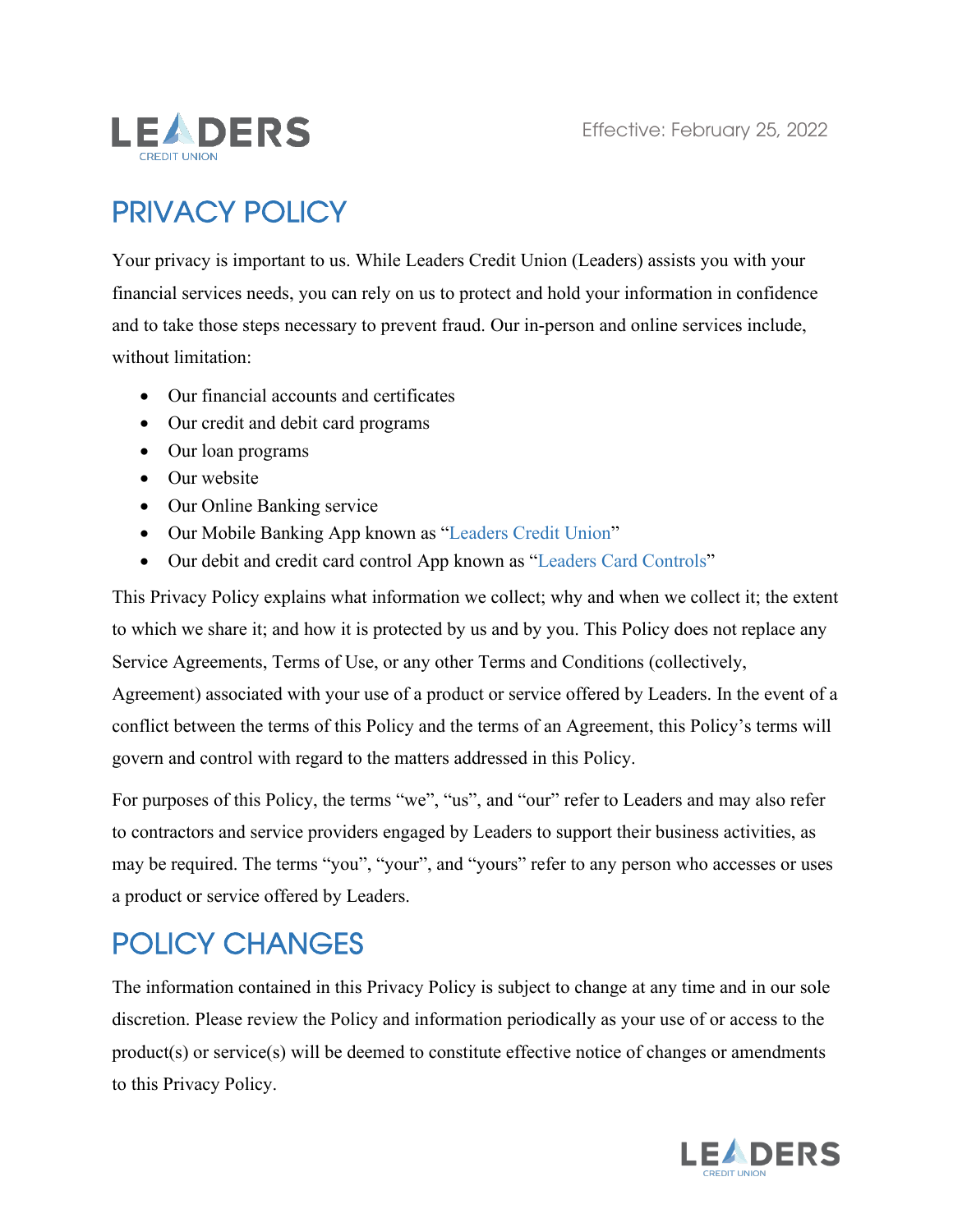LEADERS CREDIT UNION

Effective: February 25, 2022

# PRIVACY POLICY

Your privacy is important to us. While Leaders Credit Union (Leaders) assists you with your financial services needs, you can rely on us to protect and hold your information in confidence and to take those steps necessary to prevent fraud. Our in-person and online services include, without limitation:

- Our financial accounts and certificates
- Our credit and debit card programs
- Our loan programs
- Our website
- Our Online Banking service
- Our Mobile Banking App known as "Leaders Credit Union"
- Our debit and credit card control App known as "Leaders Card Controls"

This Privacy Policy explains what information we collect; why and when we collect it; the extent to which we share it; and how it is protected by us and by you. This Policy does not replace any Service Agreements, Terms of Use, or any other Terms and Conditions (collectively, Agreement) associated with your use of a product or service offered by Leaders. In the event of a conflict between the terms of this Policy and the terms of an Agreement, this Policy's terms will govern and control with regard to the matters addressed in this Policy.

For purposes of this Policy, the terms "we", "us", and "our" refer to Leaders and may also refer to contractors and service providers engaged by Leaders to support their business activities, as may be required. The terms "you", "your", and "yours" refer to any person who accesses or uses a product or service offered by Leaders.

# POLICY CHANGES

The information contained in this Privacy Policy is subject to change at any time and in our sole discretion. Please review the Policy and information periodically as your use of or access to the product(s) or service(s) will be deemed to constitute effective notice of changes or amendments to this Privacy Policy.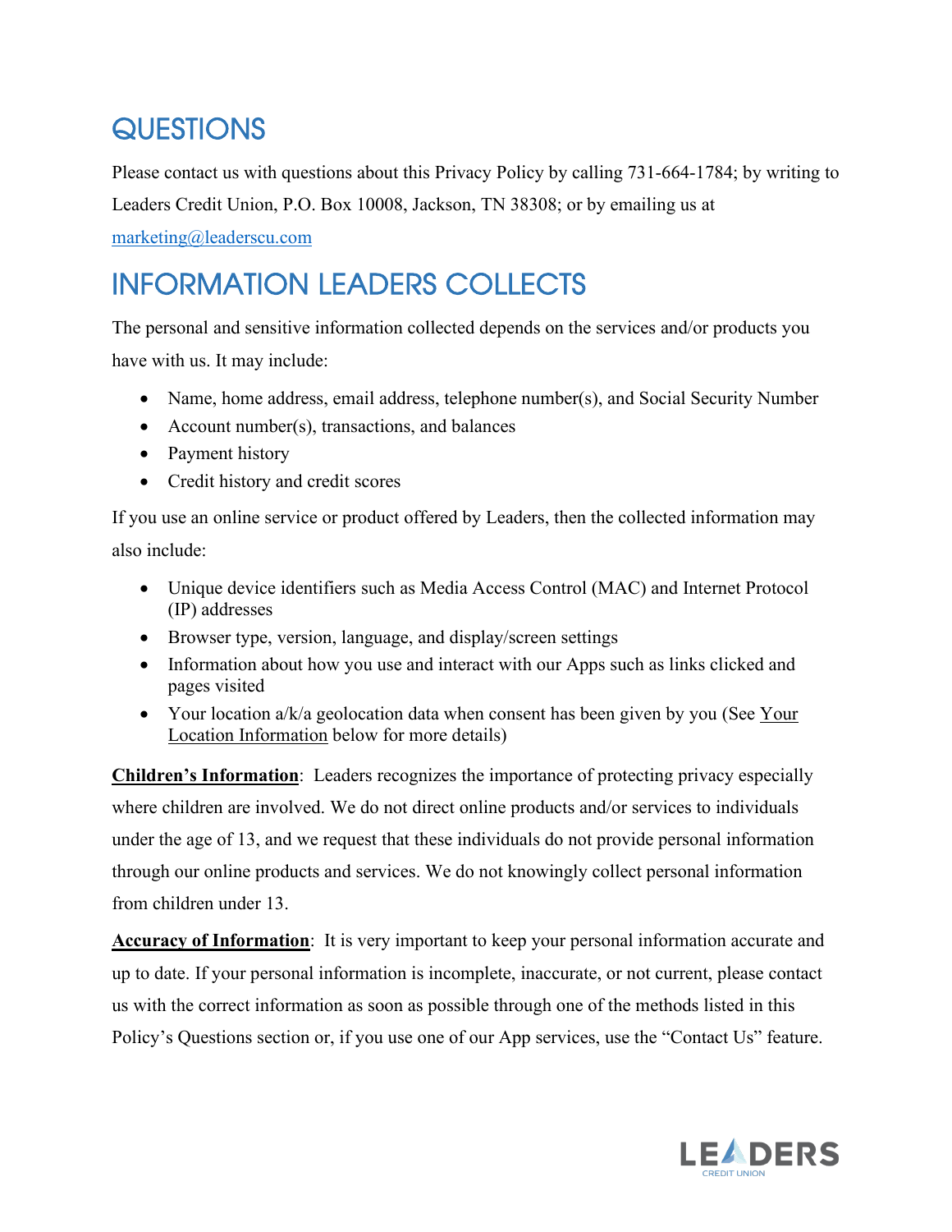## QUESTIONS

Please contact us with questions about this Privacy Policy by calling 731-664-1784; by writing to Leaders Credit Union, P.O. Box 10008, Jackson, TN 38308; or by emailing us at [marketing@leaderscu.com](mailto:marketing@leaderscu.com)

## INFORMATION LEADERS COLLECTS

The personal and sensitive information collected depends on the services and/or products you have with us. It may include:

- Name, home address, email address, telephone number(s), and Social Security Number
- Account number(s), transactions, and balances
- Payment history
- Credit history and credit scores

If you use an online service or product offered by Leaders, then the collected information may also include:

- Unique device identifiers such as Media Access Control (MAC) and Internet Protocol (IP) addresses
- Browser type, version, language, and display/screen settings
- Information about how you use and interact with our Apps such as links clicked and pages visited
- Your location a/k/a geolocation data when consent has been given by you (See Your Location Information below for more details)

**Children's Information**: Leaders recognizes the importance of protecting privacy especially where children are involved. We do not direct online products and/or services to individuals under the age of 13, and we request that these individuals do not provide personal information through our online products and services. We do not knowingly collect personal information from children under 13.

**Accuracy of Information**: It is very important to keep your personal information accurate and up to date. If your personal information is incomplete, inaccurate, or not current, please contact us with the correct information as soon as possible through one of the methods listed in this Policy's Questions section or, if you use one of our App services, use the "Contact Us" feature.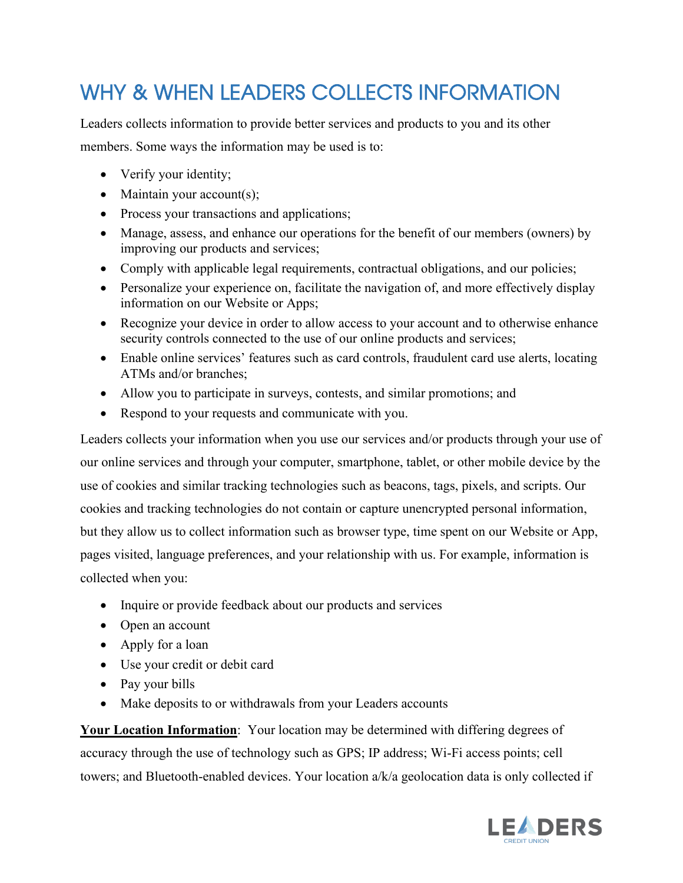# WHY & WHEN LEADERS COLLECTS INFORMATION

Leaders collects information to provide better services and products to you and its other members. Some ways the information may be used is to:

- Verify your identity;
- Maintain your account(s);
- Process your transactions and applications;
- Manage, assess, and enhance our operations for the benefit of our members (owners) by improving our products and services;
- Comply with applicable legal requirements, contractual obligations, and our policies;
- Personalize your experience on, facilitate the navigation of, and more effectively display information on our Website or Apps;
- Recognize your device in order to allow access to your account and to otherwise enhance security controls connected to the use of our online products and services;
- Enable online services' features such as card controls, fraudulent card use alerts, locating ATMs and/or branches;
- Allow you to participate in surveys, contests, and similar promotions; and
- Respond to your requests and communicate with you.

Leaders collects your information when you use our services and/or products through your use of our online services and through your computer, smartphone, tablet, or other mobile device by the use of cookies and similar tracking technologies such as beacons, tags, pixels, and scripts. Our cookies and tracking technologies do not contain or capture unencrypted personal information, but they allow us to collect information such as browser type, time spent on our Website or App, pages visited, language preferences, and your relationship with us. For example, information is collected when you:

- Inquire or provide feedback about our products and services
- Open an account
- Apply for a loan
- Use your credit or debit card
- Pay your bills
- Make deposits to or withdrawals from your Leaders accounts

**Your Location Information**: Your location may be determined with differing degrees of accuracy through the use of technology such as GPS; IP address; Wi-Fi access points; cell towers; and Bluetooth-enabled devices. Your location a/k/a geolocation data is only collected if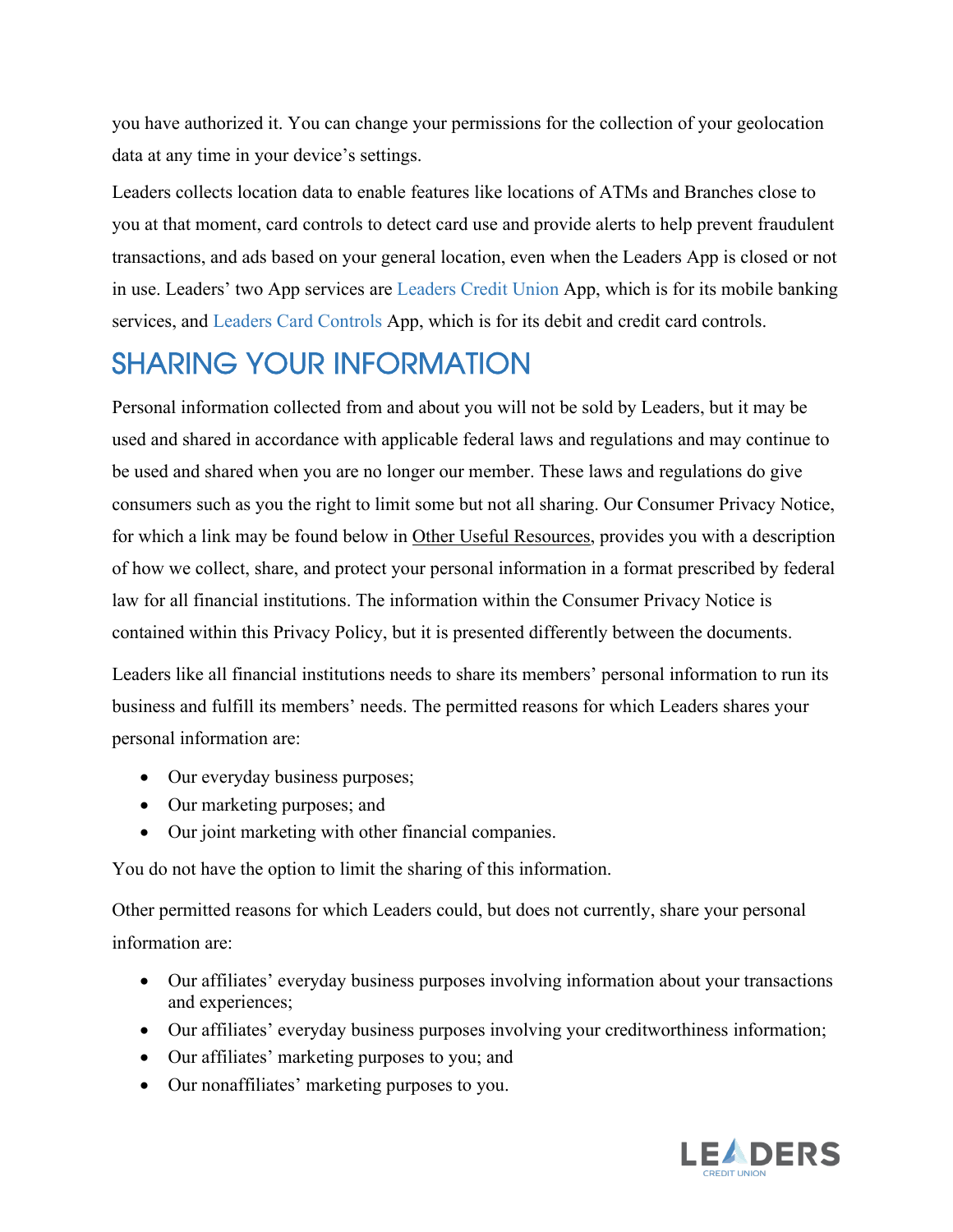you have authorized it. You can change your permissions for the collection of your geolocation data at any time in your device's settings.

Leaders collects location data to enable features like locations of ATMs and Branches close to you at that moment, card controls to detect card use and provide alerts to help prevent fraudulent transactions, and ads based on your general location, even when the Leaders App is closed or not in use. Leaders' two App services are Leaders Credit Union App, which is for its mobile banking services, and Leaders Card Controls App, which is for its debit and credit card controls.

## SHARING YOUR INFORMATION

Personal information collected from and about you will not be sold by Leaders, but it may be used and shared in accordance with applicable federal laws and regulations and may continue to be used and shared when you are no longer our member. These laws and regulations do give consumers such as you the right to limit some but not all sharing. Our Consumer Privacy Notice, for which a link may be found below in Other Useful Resources, provides you with a description of how we collect, share, and protect your personal information in a format prescribed by federal law for all financial institutions. The information within the Consumer Privacy Notice is contained within this Privacy Policy, but it is presented differently between the documents.

Leaders like all financial institutions needs to share its members' personal information to run its business and fulfill its members' needs. The permitted reasons for which Leaders shares your personal information are:

- Our everyday business purposes;
- Our marketing purposes; and
- Our joint marketing with other financial companies.

You do not have the option to limit the sharing of this information.

Other permitted reasons for which Leaders could, but does not currently, share your personal information are:

- Our affiliates' everyday business purposes involving information about your transactions and experiences;
- Our affiliates' everyday business purposes involving your creditworthiness information;
- Our affiliates' marketing purposes to you; and
- Our nonaffiliates' marketing purposes to you.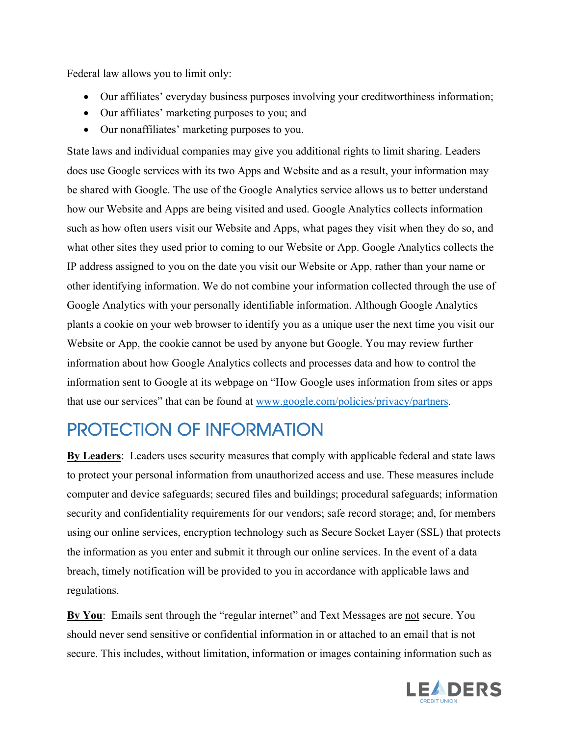Federal law allows you to limit only:

- Our affiliates' everyday business purposes involving your creditworthiness information;
- Our affiliates' marketing purposes to you; and
- Our nonaffiliates' marketing purposes to you.

State laws and individual companies may give you additional rights to limit sharing. Leaders does use Google services with its two Apps and Website and as a result, your information may be shared with Google. The use of the Google Analytics service allows us to better understand how our Website and Apps are being visited and used. Google Analytics collects information such as how often users visit our Website and Apps, what pages they visit when they do so, and what other sites they used prior to coming to our Website or App. Google Analytics collects the IP address assigned to you on the date you visit our Website or App, rather than your name or other identifying information. We do not combine your information collected through the use of Google Analytics with your personally identifiable information. Although Google Analytics plants a cookie on your web browser to identify you as a unique user the next time you visit our Website or App, the cookie cannot be used by anyone but Google. You may review further information about how Google Analytics collects and processes data and how to control the information sent to Google at its webpage on "How Google uses information from sites or apps that use our services" that can be found at [www.google.com/policies/privacy/partners](http://www.google.com/policies/privacy/partners).

## PROTECTION OF INFORMATION

**By Leaders**: Leaders uses security measures that comply with applicable federal and state laws to protect your personal information from unauthorized access and use. These measures include computer and device safeguards; secured files and buildings; procedural safeguards; information security and confidentiality requirements for our vendors; safe record storage; and, for members using our online services, encryption technology such as Secure Socket Layer (SSL) that protects the information as you enter and submit it through our online services. In the event of a data breach, timely notification will be provided to you in accordance with applicable laws and regulations.

**By You**: Emails sent through the "regular internet" and Text Messages are not secure. You should never send sensitive or confidential information in or attached to an email that is not secure. This includes, without limitation, information or images containing information such as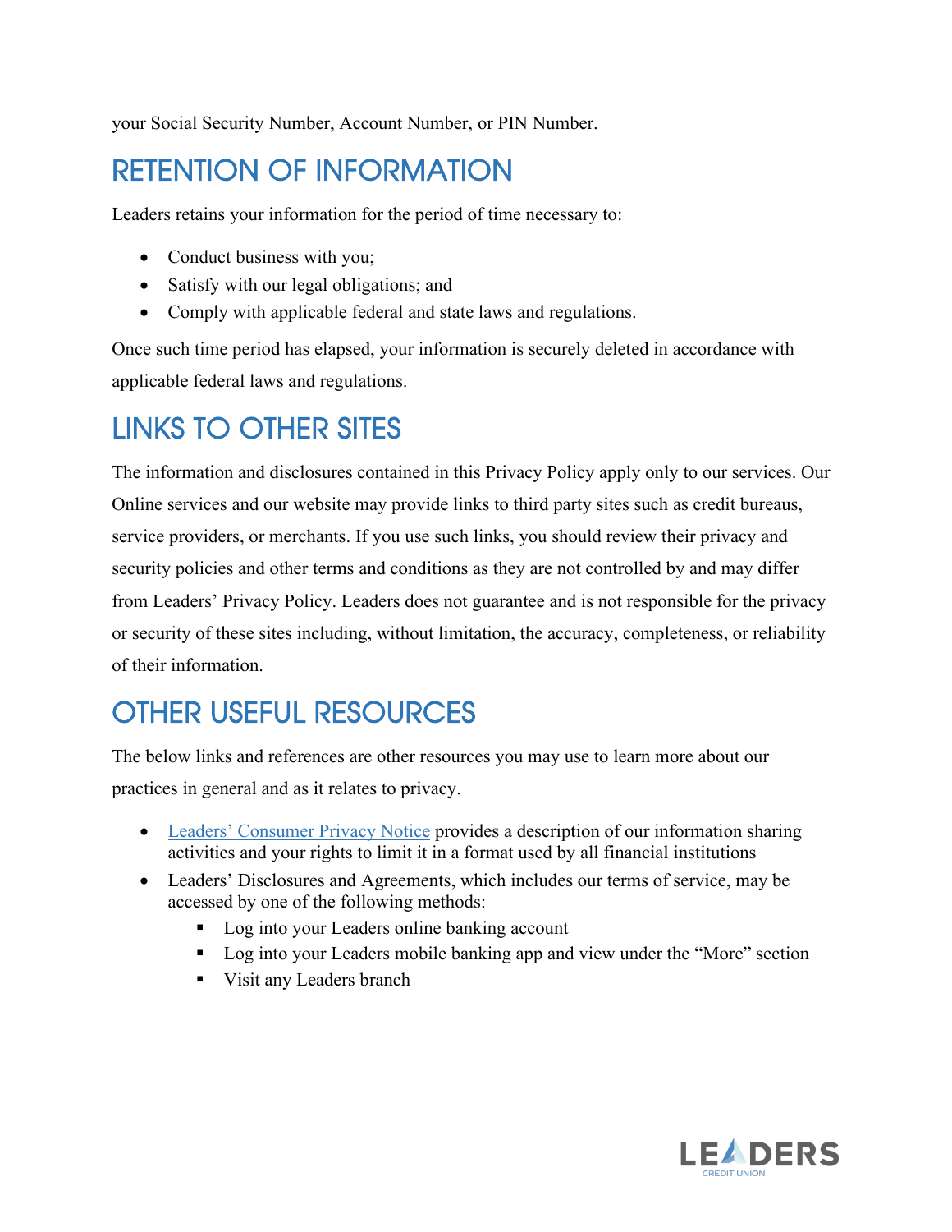your Social Security Number, Account Number, or PIN Number.

## RETENTION OF INFORMATION

Leaders retains your information for the period of time necessary to:

- Conduct business with you;
- Satisfy with our legal obligations; and
- Comply with applicable federal and state laws and regulations.

Once such time period has elapsed, your information is securely deleted in accordance with applicable federal laws and regulations.

## LINKS TO OTHER SITES

The information and disclosures contained in this Privacy Policy apply only to our services. Our Online services and our website may provide links to third party sites such as credit bureaus, service providers, or merchants. If you use such links, you should review their privacy and security policies and other terms and conditions as they are not controlled by and may differ from Leaders' Privacy Policy. Leaders does not guarantee and is not responsible for the privacy or security of these sites including, without limitation, the accuracy, completeness, or reliability of their information.

## OTHER USEFUL RESOURCES

The below links and references are other resources you may use to learn more about our practices in general and as it relates to privacy.

- Leaders' Consumer Privacy Notice provides a description of our information sharing activities and your rights to limit it in a format used by all financial institutions
- Leaders' Disclosures and Agreements, which includes our terms of service, may be accessed by one of the following methods:
  - Log into your Leaders online banking account
  - Log into your Leaders mobile banking app and view under the "More" section
  - Visit any Leaders branch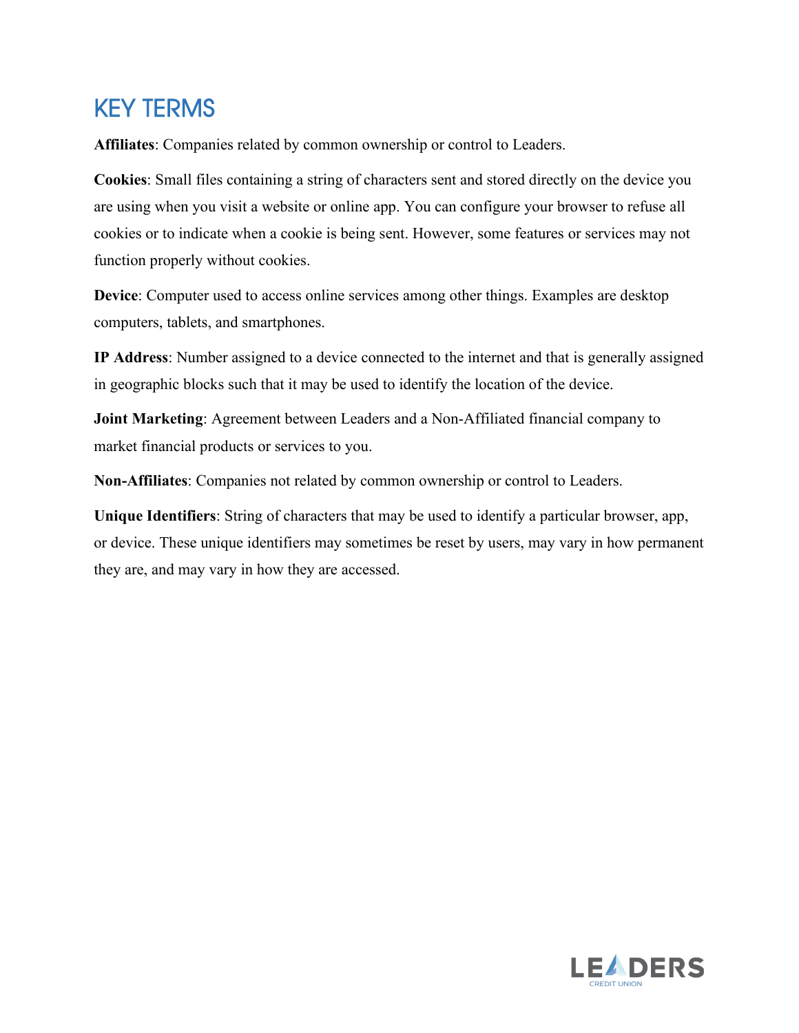# KEY TERMS

**Affiliates**: Companies related by common ownership or control to Leaders.

**Cookies**: Small files containing a string of characters sent and stored directly on the device you are using when you visit a website or online app. You can configure your browser to refuse all cookies or to indicate when a cookie is being sent. However, some features or services may not function properly without cookies.

**Device**: Computer used to access online services among other things. Examples are desktop computers, tablets, and smartphones.

**IP Address**: Number assigned to a device connected to the internet and that is generally assigned in geographic blocks such that it may be used to identify the location of the device.

**Joint Marketing**: Agreement between Leaders and a Non-Affiliated financial company to market financial products or services to you.

**Non-Affiliates**: Companies not related by common ownership or control to Leaders.

**Unique Identifiers**: String of characters that may be used to identify a particular browser, app, or device. These unique identifiers may sometimes be reset by users, may vary in how permanent they are, and may vary in how they are accessed.